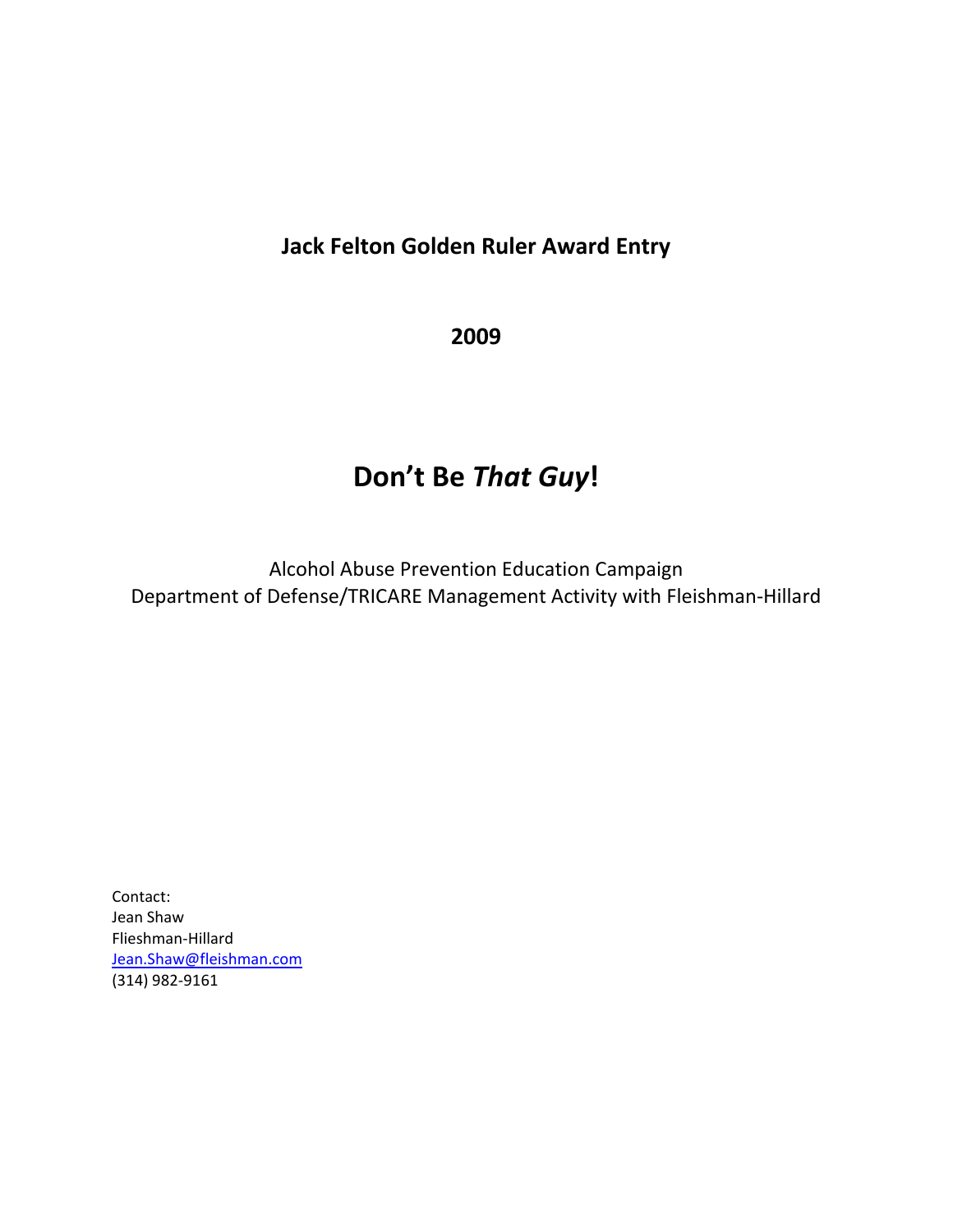**Jack Felton Golden Ruler Award Entry**

**2009**

# Don't Be *That Guy*!

Alcohol Abuse Prevention Education Campaign
Department of Defense/TRICARE Management Activity with Fleishman-Hillard

Contact:
Jean Shaw
Flieshman-Hillard
Jean.Shaw@fleishman.com
(314) 982-9161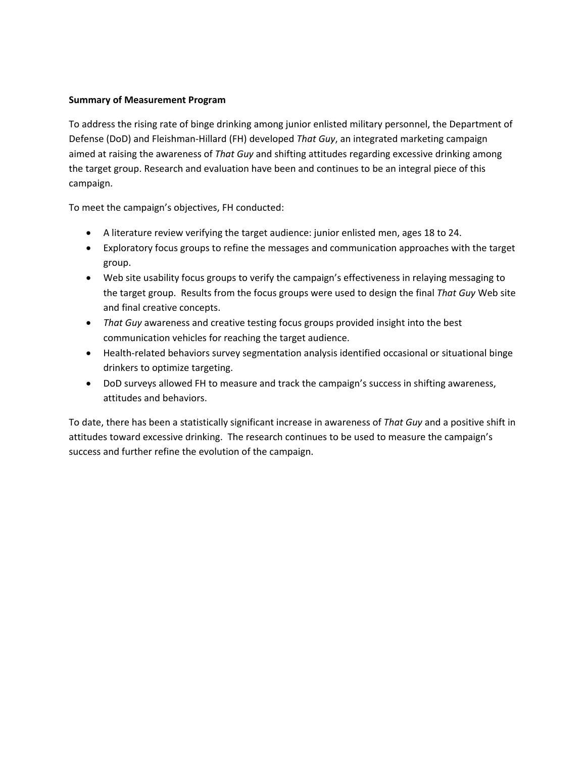**Summary of Measurement Program**

To address the rising rate of binge drinking among junior enlisted military personnel, the Department of Defense (DoD) and Fleishman-Hillard (FH) developed *That Guy*, an integrated marketing campaign aimed at raising the awareness of *That Guy* and shifting attitudes regarding excessive drinking among the target group. Research and evaluation have been and continues to be an integral piece of this campaign.

To meet the campaign's objectives, FH conducted:

- A literature review verifying the target audience: junior enlisted men, ages 18 to 24.
- Exploratory focus groups to refine the messages and communication approaches with the target group.
- Web site usability focus groups to verify the campaign's effectiveness in relaying messaging to the target group. Results from the focus groups were used to design the final *That Guy* Web site and final creative concepts.
- *That Guy* awareness and creative testing focus groups provided insight into the best communication vehicles for reaching the target audience.
- Health-related behaviors survey segmentation analysis identified occasional or situational binge drinkers to optimize targeting.
- DoD surveys allowed FH to measure and track the campaign's success in shifting awareness, attitudes and behaviors.

To date, there has been a statistically significant increase in awareness of *That Guy* and a positive shift in attitudes toward excessive drinking. The research continues to be used to measure the campaign's success and further refine the evolution of the campaign.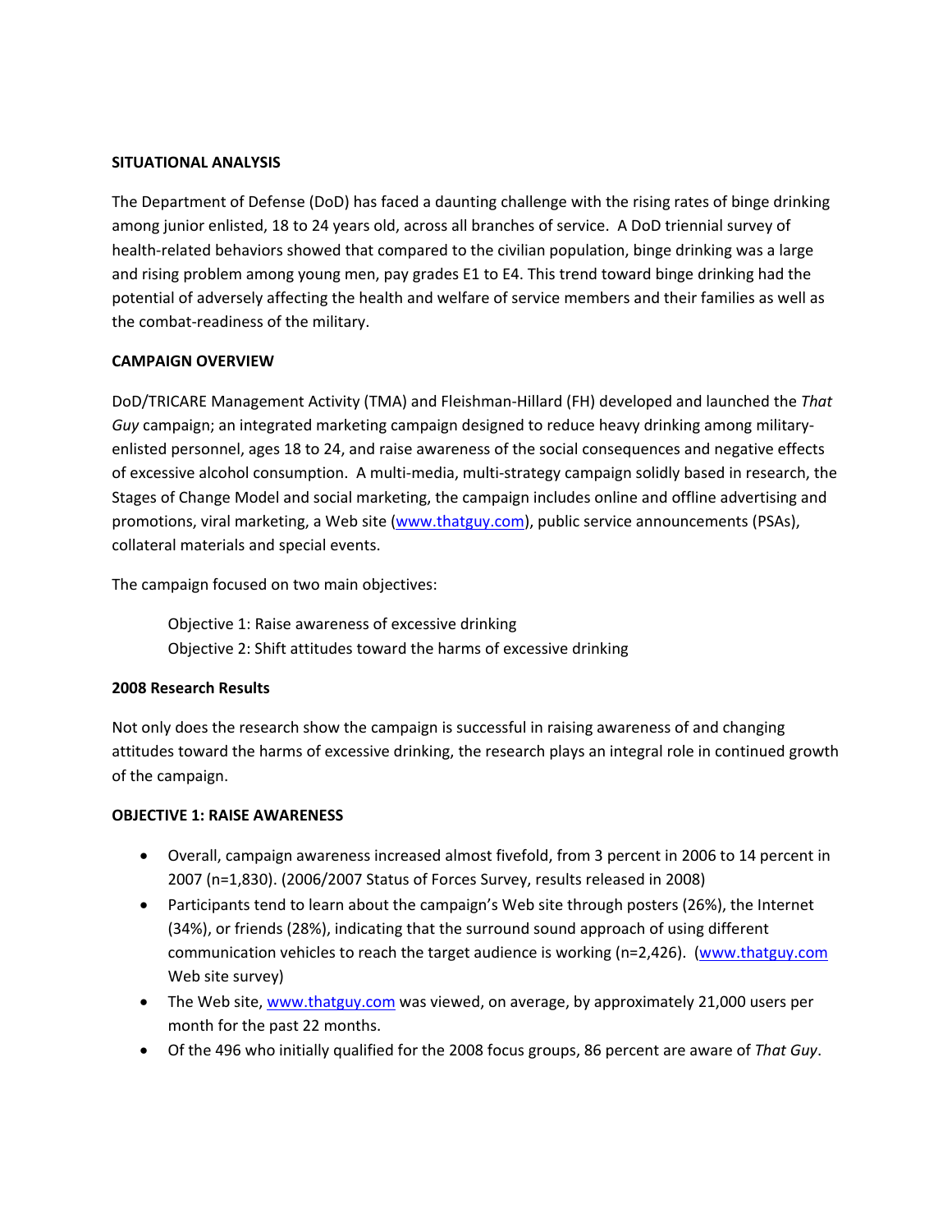## SITUATIONAL ANALYSIS

The Department of Defense (DoD) has faced a daunting challenge with the rising rates of binge drinking among junior enlisted, 18 to 24 years old, across all branches of service. A DoD triennial survey of health-related behaviors showed that compared to the civilian population, binge drinking was a large and rising problem among young men, pay grades E1 to E4. This trend toward binge drinking had the potential of adversely affecting the health and welfare of service members and their families as well as the combat-readiness of the military.

## CAMPAIGN OVERVIEW

DoD/TRICARE Management Activity (TMA) and Fleishman-Hillard (FH) developed and launched the *That Guy* campaign; an integrated marketing campaign designed to reduce heavy drinking among military-enlisted personnel, ages 18 to 24, and raise awareness of the social consequences and negative effects of excessive alcohol consumption. A multi-media, multi-strategy campaign solidly based in research, the Stages of Change Model and social marketing, the campaign includes online and offline advertising and promotions, viral marketing, a Web site (www.thatguy.com), public service announcements (PSAs), collateral materials and special events.

The campaign focused on two main objectives:

> Objective 1: Raise awareness of excessive drinking
> Objective 2: Shift attitudes toward the harms of excessive drinking

### 2008 Research Results

Not only does the research show the campaign is successful in raising awareness of and changing attitudes toward the harms of excessive drinking, the research plays an integral role in continued growth of the campaign.

## OBJECTIVE 1: RAISE AWARENESS

- Overall, campaign awareness increased almost fivefold, from 3 percent in 2006 to 14 percent in 2007 (n=1,830). (2006/2007 Status of Forces Survey, results released in 2008)
- Participants tend to learn about the campaign's Web site through posters (26%), the Internet (34%), or friends (28%), indicating that the surround sound approach of using different communication vehicles to reach the target audience is working (n=2,426). (www.thatguy.com Web site survey)
- The Web site, www.thatguy.com was viewed, on average, by approximately 21,000 users per month for the past 22 months.
- Of the 496 who initially qualified for the 2008 focus groups, 86 percent are aware of *That Guy*.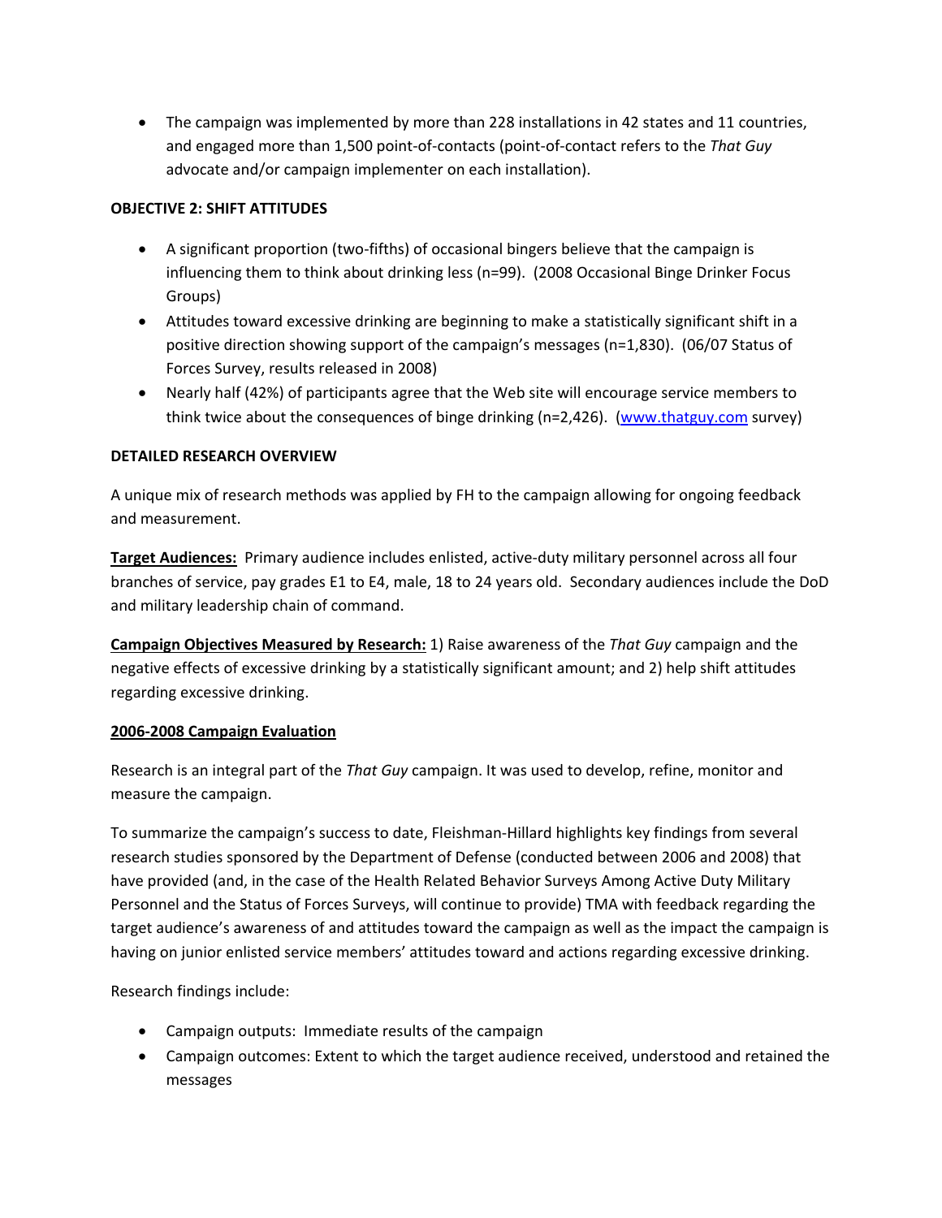- The campaign was implemented by more than 228 installations in 42 states and 11 countries, and engaged more than 1,500 point-of-contacts (point-of-contact refers to the *That Guy* advocate and/or campaign implementer on each installation).

**OBJECTIVE 2: SHIFT ATTITUDES**

- A significant proportion (two-fifths) of occasional bingers believe that the campaign is influencing them to think about drinking less (n=99). (2008 Occasional Binge Drinker Focus Groups)
- Attitudes toward excessive drinking are beginning to make a statistically significant shift in a positive direction showing support of the campaign's messages (n=1,830). (06/07 Status of Forces Survey, results released in 2008)
- Nearly half (42%) of participants agree that the Web site will encourage service members to think twice about the consequences of binge drinking (n=2,426). ([www.thatguy.com](www.thatguy.com) survey)

**DETAILED RESEARCH OVERVIEW**

A unique mix of research methods was applied by FH to the campaign allowing for ongoing feedback and measurement.

**Target Audiences:** Primary audience includes enlisted, active-duty military personnel across all four branches of service, pay grades E1 to E4, male, 18 to 24 years old. Secondary audiences include the DoD and military leadership chain of command.

**Campaign Objectives Measured by Research:** 1) Raise awareness of the *That Guy* campaign and the negative effects of excessive drinking by a statistically significant amount; and 2) help shift attitudes regarding excessive drinking.

**2006-2008 Campaign Evaluation**

Research is an integral part of the *That Guy* campaign. It was used to develop, refine, monitor and measure the campaign.

To summarize the campaign's success to date, Fleishman-Hillard highlights key findings from several research studies sponsored by the Department of Defense (conducted between 2006 and 2008) that have provided (and, in the case of the Health Related Behavior Surveys Among Active Duty Military Personnel and the Status of Forces Surveys, will continue to provide) TMA with feedback regarding the target audience's awareness of and attitudes toward the campaign as well as the impact the campaign is having on junior enlisted service members' attitudes toward and actions regarding excessive drinking.

Research findings include:

- Campaign outputs: Immediate results of the campaign
- Campaign outcomes: Extent to which the target audience received, understood and retained the messages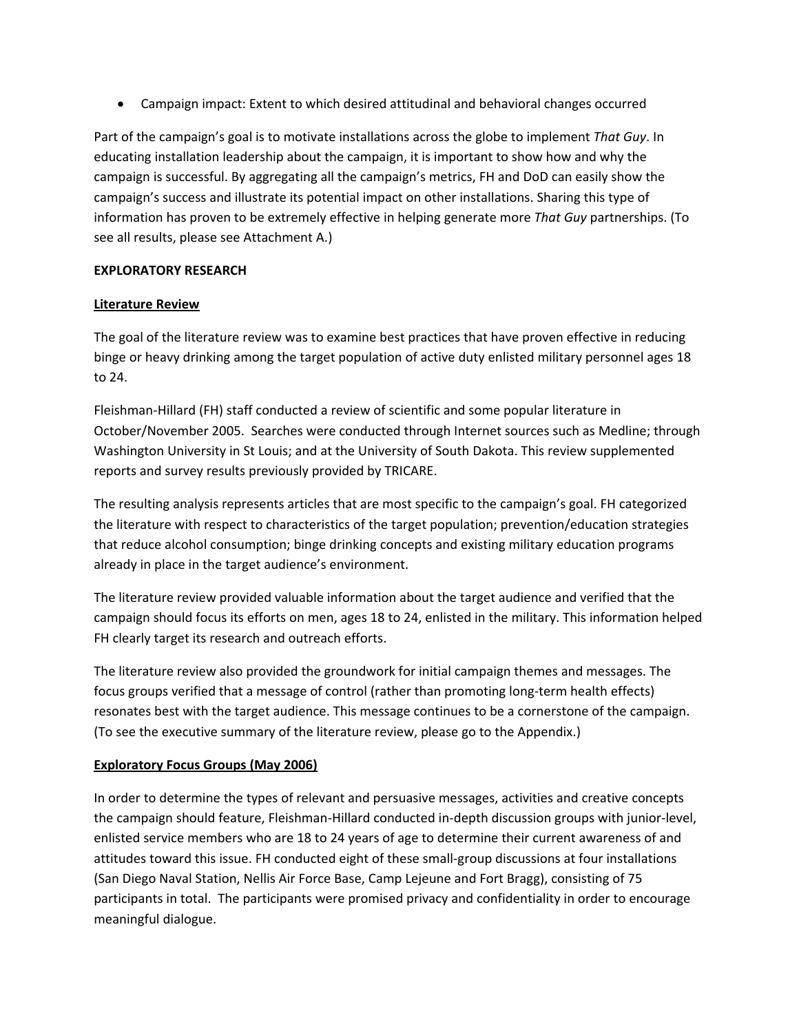- Campaign impact: Extent to which desired attitudinal and behavioral changes occurred

Part of the campaign's goal is to motivate installations across the globe to implement *That Guy*. In educating installation leadership about the campaign, it is important to show how and why the campaign is successful. By aggregating all the campaign's metrics, FH and DoD can easily show the campaign's success and illustrate its potential impact on other installations. Sharing this type of information has proven to be extremely effective in helping generate more *That Guy* partnerships. (To see all results, please see Attachment A.)

**EXPLORATORY RESEARCH**

**Literature Review**

The goal of the literature review was to examine best practices that have proven effective in reducing binge or heavy drinking among the target population of active duty enlisted military personnel ages 18 to 24.

Fleishman-Hillard (FH) staff conducted a review of scientific and some popular literature in October/November 2005. Searches were conducted through Internet sources such as Medline; through Washington University in St Louis; and at the University of South Dakota. This review supplemented reports and survey results previously provided by TRICARE.

The resulting analysis represents articles that are most specific to the campaign's goal. FH categorized the literature with respect to characteristics of the target population; prevention/education strategies that reduce alcohol consumption; binge drinking concepts and existing military education programs already in place in the target audience's environment.

The literature review provided valuable information about the target audience and verified that the campaign should focus its efforts on men, ages 18 to 24, enlisted in the military. This information helped FH clearly target its research and outreach efforts.

The literature review also provided the groundwork for initial campaign themes and messages. The focus groups verified that a message of control (rather than promoting long-term health effects) resonates best with the target audience. This message continues to be a cornerstone of the campaign. (To see the executive summary of the literature review, please go to the Appendix.)

**Exploratory Focus Groups (May 2006)**

In order to determine the types of relevant and persuasive messages, activities and creative concepts the campaign should feature, Fleishman-Hillard conducted in-depth discussion groups with junior-level, enlisted service members who are 18 to 24 years of age to determine their current awareness of and attitudes toward this issue. FH conducted eight of these small-group discussions at four installations (San Diego Naval Station, Nellis Air Force Base, Camp Lejeune and Fort Bragg), consisting of 75 participants in total. The participants were promised privacy and confidentiality in order to encourage meaningful dialogue.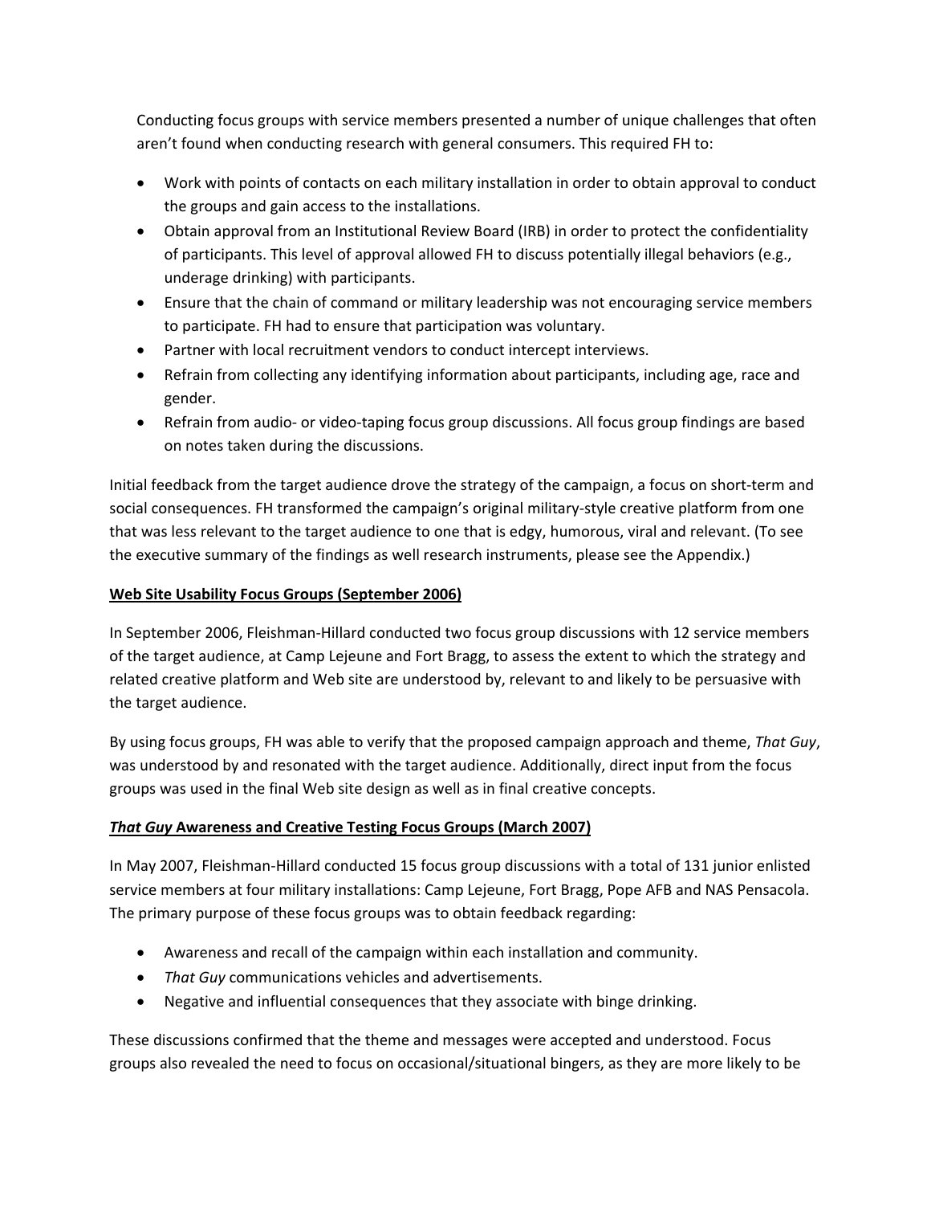Conducting focus groups with service members presented a number of unique challenges that often aren't found when conducting research with general consumers. This required FH to:

- Work with points of contacts on each military installation in order to obtain approval to conduct the groups and gain access to the installations.
- Obtain approval from an Institutional Review Board (IRB) in order to protect the confidentiality of participants. This level of approval allowed FH to discuss potentially illegal behaviors (e.g., underage drinking) with participants.
- Ensure that the chain of command or military leadership was not encouraging service members to participate. FH had to ensure that participation was voluntary.
- Partner with local recruitment vendors to conduct intercept interviews.
- Refrain from collecting any identifying information about participants, including age, race and gender.
- Refrain from audio- or video-taping focus group discussions. All focus group findings are based on notes taken during the discussions.

Initial feedback from the target audience drove the strategy of the campaign, a focus on short-term and social consequences. FH transformed the campaign's original military-style creative platform from one that was less relevant to the target audience to one that is edgy, humorous, viral and relevant. (To see the executive summary of the findings as well research instruments, please see the Appendix.)

**<u>Web Site Usability Focus Groups (September 2006)</u>**

In September 2006, Fleishman-Hillard conducted two focus group discussions with 12 service members of the target audience, at Camp Lejeune and Fort Bragg, to assess the extent to which the strategy and related creative platform and Web site are understood by, relevant to and likely to be persuasive with the target audience.

By using focus groups, FH was able to verify that the proposed campaign approach and theme, *That Guy*, was understood by and resonated with the target audience. Additionally, direct input from the focus groups was used in the final Web site design as well as in final creative concepts.

**<u>*That Guy* Awareness and Creative Testing Focus Groups (March 2007)</u>**

In May 2007, Fleishman-Hillard conducted 15 focus group discussions with a total of 131 junior enlisted service members at four military installations: Camp Lejeune, Fort Bragg, Pope AFB and NAS Pensacola. The primary purpose of these focus groups was to obtain feedback regarding:

- Awareness and recall of the campaign within each installation and community.
- *That Guy* communications vehicles and advertisements.
- Negative and influential consequences that they associate with binge drinking.

These discussions confirmed that the theme and messages were accepted and understood. Focus groups also revealed the need to focus on occasional/situational bingers, as they are more likely to be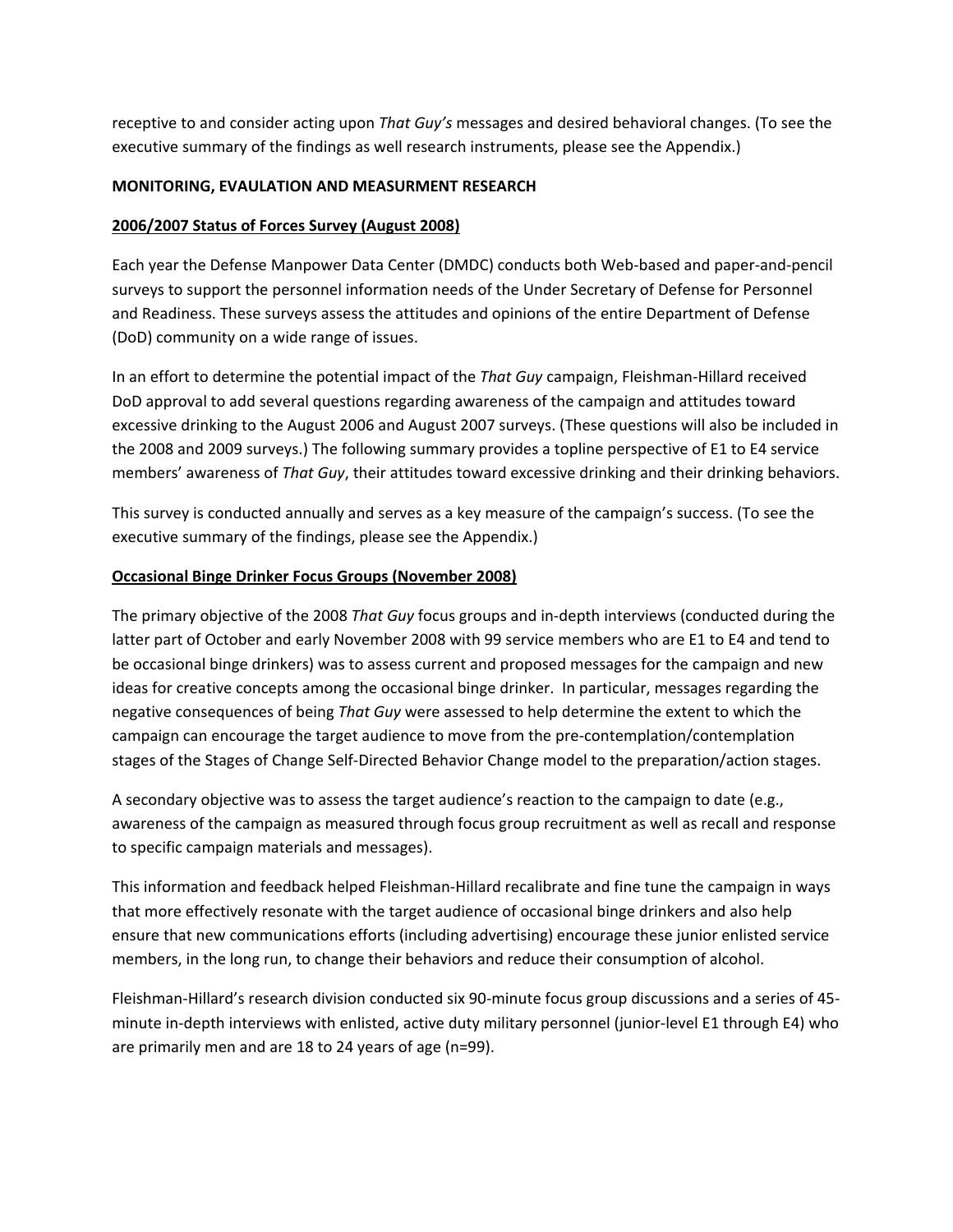receptive to and consider acting upon *That Guy's* messages and desired behavioral changes. (To see the executive summary of the findings as well research instruments, please see the Appendix.)

**MONITORING, EVALUATION AND MEASURMENT RESEARCH**

**2006/2007 Status of Forces Survey (August 2008)**

Each year the Defense Manpower Data Center (DMDC) conducts both Web-based and paper-and-pencil surveys to support the personnel information needs of the Under Secretary of Defense for Personnel and Readiness. These surveys assess the attitudes and opinions of the entire Department of Defense (DoD) community on a wide range of issues.

In an effort to determine the potential impact of the *That Guy* campaign, Fleishman-Hillard received DoD approval to add several questions regarding awareness of the campaign and attitudes toward excessive drinking to the August 2006 and August 2007 surveys. (These questions will also be included in the 2008 and 2009 surveys.) The following summary provides a topline perspective of E1 to E4 service members' awareness of *That Guy*, their attitudes toward excessive drinking and their drinking behaviors.

This survey is conducted annually and serves as a key measure of the campaign's success. (To see the executive summary of the findings, please see the Appendix.)

**Occasional Binge Drinker Focus Groups (November 2008)**

The primary objective of the 2008 *That Guy* focus groups and in-depth interviews (conducted during the latter part of October and early November 2008 with 99 service members who are E1 to E4 and tend to be occasional binge drinkers) was to assess current and proposed messages for the campaign and new ideas for creative concepts among the occasional binge drinker. In particular, messages regarding the negative consequences of being *That Guy* were assessed to help determine the extent to which the campaign can encourage the target audience to move from the pre-contemplation/contemplation stages of the Stages of Change Self-Directed Behavior Change model to the preparation/action stages.

A secondary objective was to assess the target audience's reaction to the campaign to date (e.g., awareness of the campaign as measured through focus group recruitment as well as recall and response to specific campaign materials and messages).

This information and feedback helped Fleishman-Hillard recalibrate and fine tune the campaign in ways that more effectively resonate with the target audience of occasional binge drinkers and also help ensure that new communications efforts (including advertising) encourage these junior enlisted service members, in the long run, to change their behaviors and reduce their consumption of alcohol.

Fleishman-Hillard's research division conducted six 90-minute focus group discussions and a series of 45-minute in-depth interviews with enlisted, active duty military personnel (junior-level E1 through E4) who are primarily men and are 18 to 24 years of age (n=99).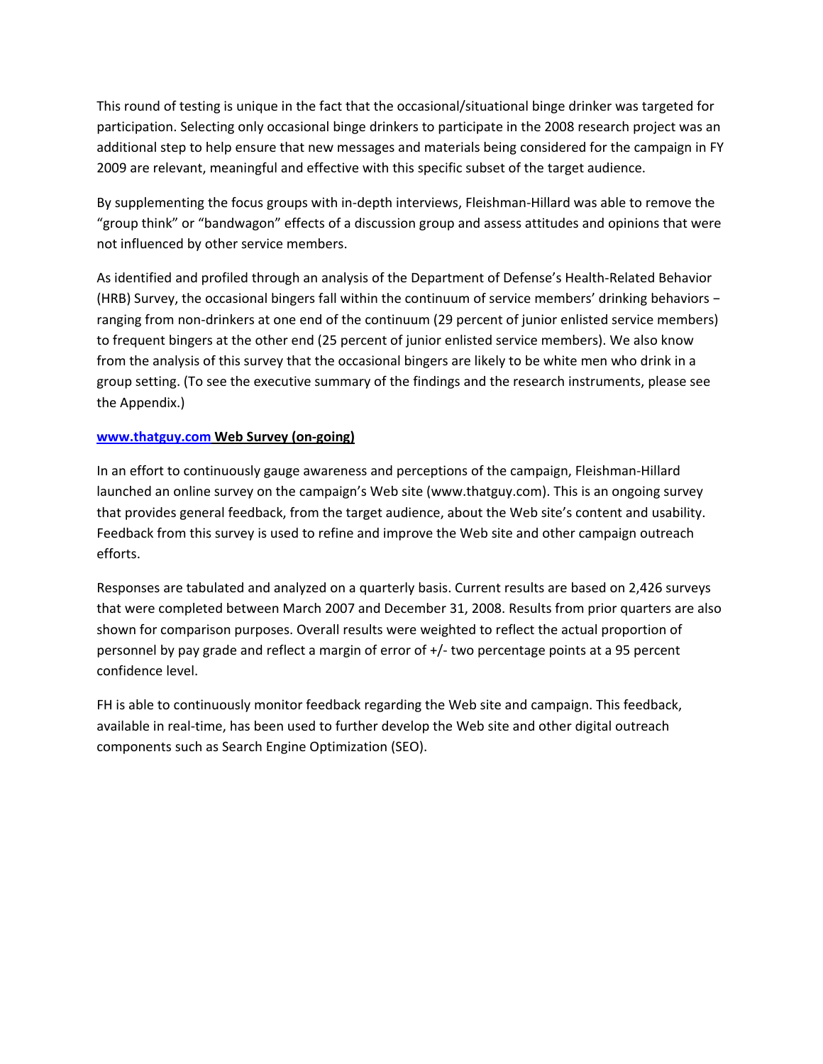This round of testing is unique in the fact that the occasional/situational binge drinker was targeted for participation. Selecting only occasional binge drinkers to participate in the 2008 research project was an additional step to help ensure that new messages and materials being considered for the campaign in FY 2009 are relevant, meaningful and effective with this specific subset of the target audience.

By supplementing the focus groups with in-depth interviews, Fleishman-Hillard was able to remove the "group think" or "bandwagon" effects of a discussion group and assess attitudes and opinions that were not influenced by other service members.

As identified and profiled through an analysis of the Department of Defense's Health-Related Behavior (HRB) Survey, the occasional bingers fall within the continuum of service members' drinking behaviors − ranging from non-drinkers at one end of the continuum (29 percent of junior enlisted service members) to frequent bingers at the other end (25 percent of junior enlisted service members). We also know from the analysis of this survey that the occasional bingers are likely to be white men who drink in a group setting. (To see the executive summary of the findings and the research instruments, please see the Appendix.)

**www.thatguy.com Web Survey (on-going)**

In an effort to continuously gauge awareness and perceptions of the campaign, Fleishman-Hillard launched an online survey on the campaign's Web site (www.thatguy.com). This is an ongoing survey that provides general feedback, from the target audience, about the Web site's content and usability. Feedback from this survey is used to refine and improve the Web site and other campaign outreach efforts.

Responses are tabulated and analyzed on a quarterly basis. Current results are based on 2,426 surveys that were completed between March 2007 and December 31, 2008. Results from prior quarters are also shown for comparison purposes. Overall results were weighted to reflect the actual proportion of personnel by pay grade and reflect a margin of error of +/- two percentage points at a 95 percent confidence level.

FH is able to continuously monitor feedback regarding the Web site and campaign. This feedback, available in real-time, has been used to further develop the Web site and other digital outreach components such as Search Engine Optimization (SEO).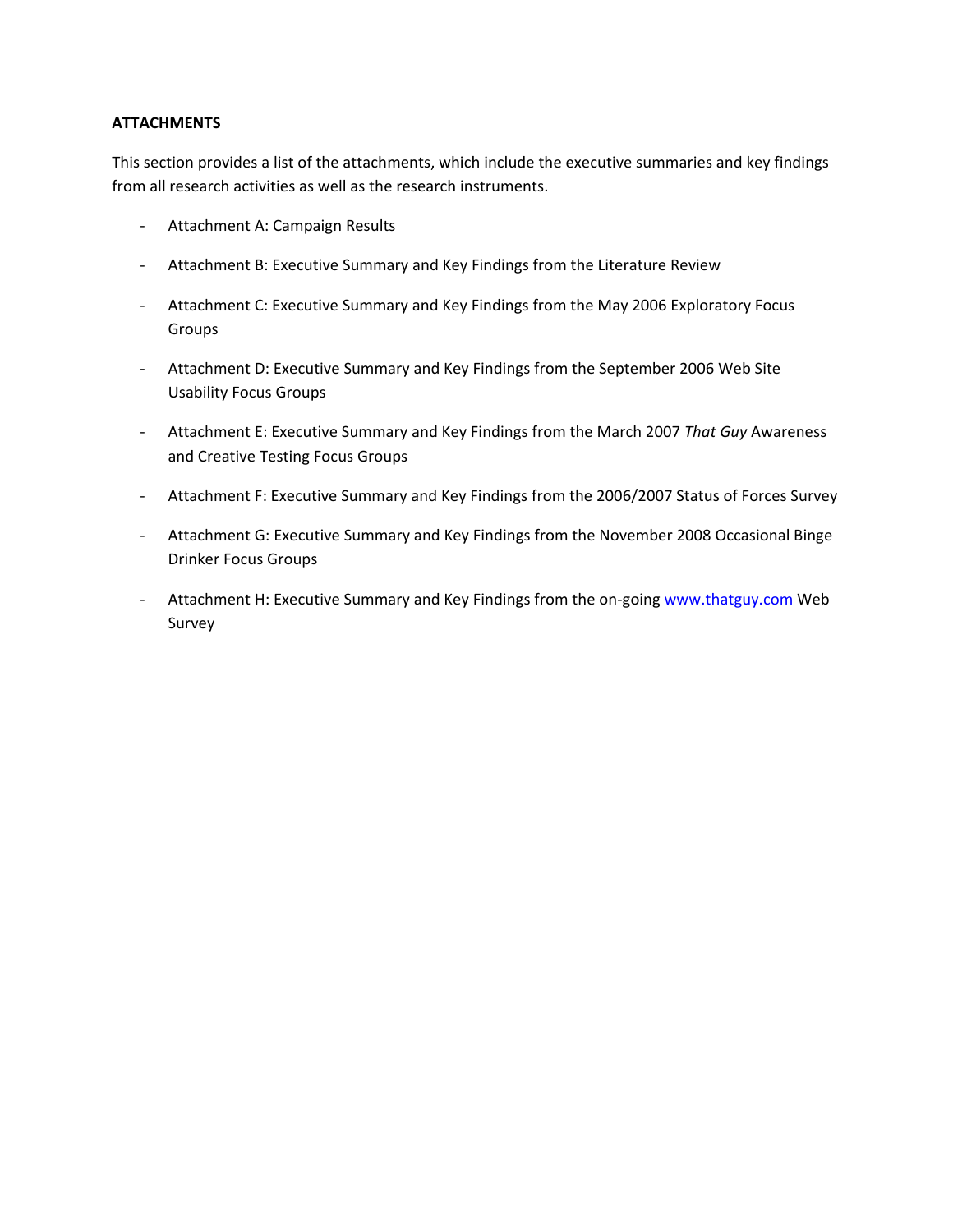**ATTACHMENTS**

This section provides a list of the attachments, which include the executive summaries and key findings from all research activities as well as the research instruments.

- Attachment A: Campaign Results
- Attachment B: Executive Summary and Key Findings from the Literature Review
- Attachment C: Executive Summary and Key Findings from the May 2006 Exploratory Focus Groups
- Attachment D: Executive Summary and Key Findings from the September 2006 Web Site Usability Focus Groups
- Attachment E: Executive Summary and Key Findings from the March 2007 *That Guy* Awareness and Creative Testing Focus Groups
- Attachment F: Executive Summary and Key Findings from the 2006/2007 Status of Forces Survey
- Attachment G: Executive Summary and Key Findings from the November 2008 Occasional Binge Drinker Focus Groups
- Attachment H: Executive Summary and Key Findings from the on-going www.thatguy.com Web Survey